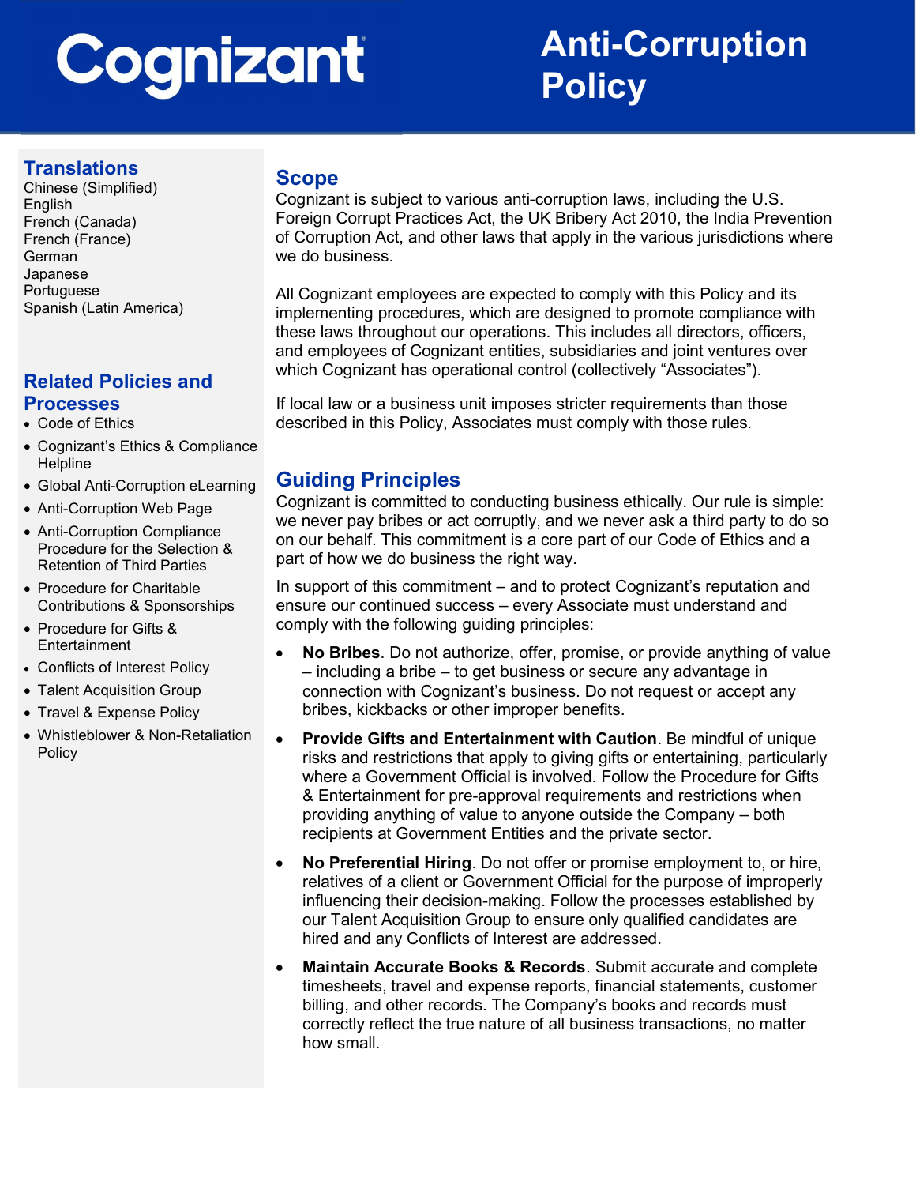# Cognizant Anti-Corruption Policy

## Translations

Chinese (Simplified)
English
French (Canada)
French (France)
German
Japanese
Portuguese
Spanish (Latin America)

## Related Policies and Processes

- Code of Ethics
- Cognizant's Ethics & Compliance Helpline
- Global Anti-Corruption eLearning
- Anti-Corruption Web Page
- Anti-Corruption Compliance Procedure for the Selection & Retention of Third Parties
- Procedure for Charitable Contributions & Sponsorships
- Procedure for Gifts & Entertainment
- Conflicts of Interest Policy
- Talent Acquisition Group
- Travel & Expense Policy
- Whistleblower & Non-Retaliation Policy

## Scope

Cognizant is subject to various anti-corruption laws, including the U.S. Foreign Corrupt Practices Act, the UK Bribery Act 2010, the India Prevention of Corruption Act, and other laws that apply in the various jurisdictions where we do business.

All Cognizant employees are expected to comply with this Policy and its implementing procedures, which are designed to promote compliance with these laws throughout our operations. This includes all directors, officers, and employees of Cognizant entities, subsidiaries and joint ventures over which Cognizant has operational control (collectively "Associates").

If local law or a business unit imposes stricter requirements than those described in this Policy, Associates must comply with those rules.

## Guiding Principles

Cognizant is committed to conducting business ethically. Our rule is simple: we never pay bribes or act corruptly, and we never ask a third party to do so on our behalf. This commitment is a core part of our Code of Ethics and a part of how we do business the right way.

In support of this commitment – and to protect Cognizant's reputation and ensure our continued success – every Associate must understand and comply with the following guiding principles:

- **No Bribes**. Do not authorize, offer, promise, or provide anything of value – including a bribe – to get business or secure any advantage in connection with Cognizant's business. Do not request or accept any bribes, kickbacks or other improper benefits.
- **Provide Gifts and Entertainment with Caution**. Be mindful of unique risks and restrictions that apply to giving gifts or entertaining, particularly where a Government Official is involved. Follow the Procedure for Gifts & Entertainment for pre-approval requirements and restrictions when providing anything of value to anyone outside the Company – both recipients at Government Entities and the private sector.
- **No Preferential Hiring**. Do not offer or promise employment to, or hire, relatives of a client or Government Official for the purpose of improperly influencing their decision-making. Follow the processes established by our Talent Acquisition Group to ensure only qualified candidates are hired and any Conflicts of Interest are addressed.
- **Maintain Accurate Books & Records**. Submit accurate and complete timesheets, travel and expense reports, financial statements, customer billing, and other records. The Company's books and records must correctly reflect the true nature of all business transactions, no matter how small.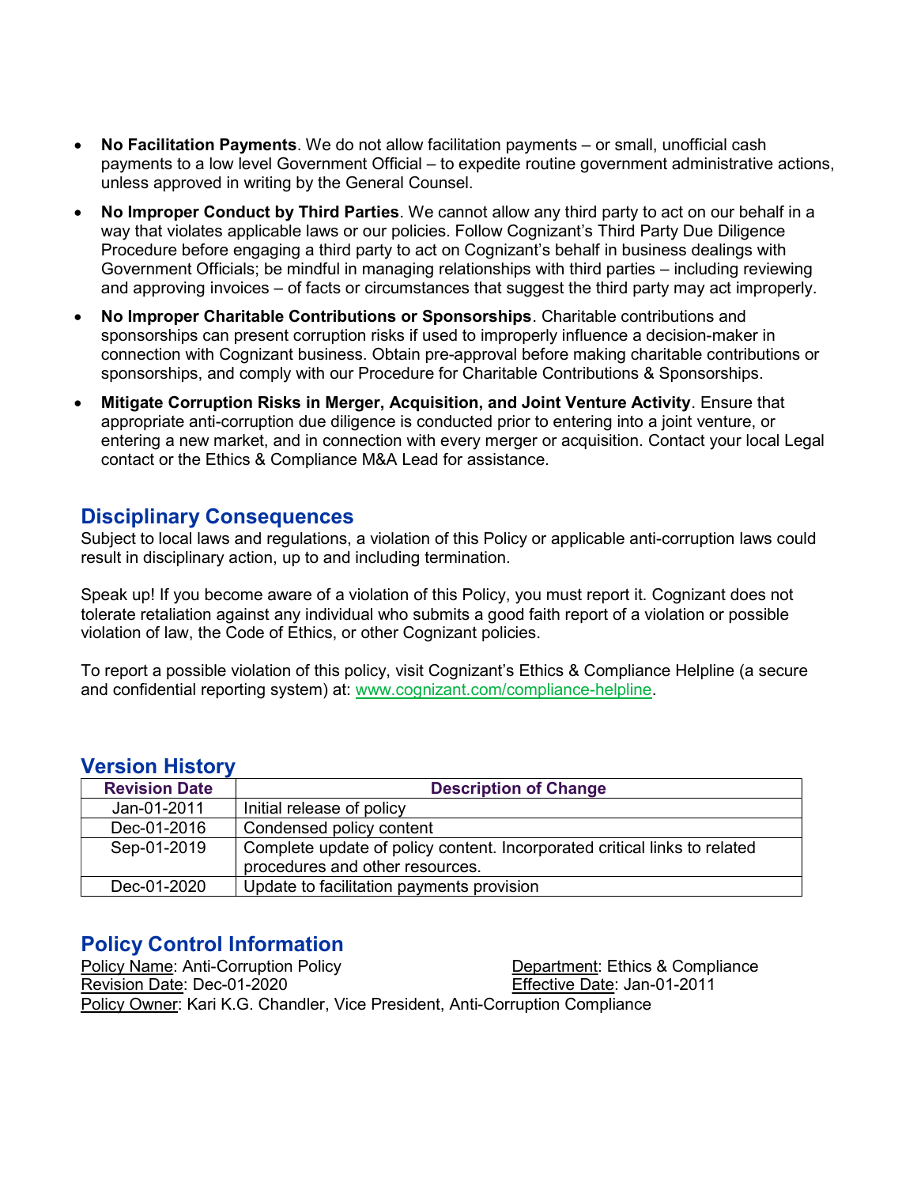- **No Facilitation Payments**. We do not allow facilitation payments – or small, unofficial cash payments to a low level Government Official – to expedite routine government administrative actions, unless approved in writing by the General Counsel.
- **No Improper Conduct by Third Parties**. We cannot allow any third party to act on our behalf in a way that violates applicable laws or our policies. Follow Cognizant's Third Party Due Diligence Procedure before engaging a third party to act on Cognizant's behalf in business dealings with Government Officials; be mindful in managing relationships with third parties – including reviewing and approving invoices – of facts or circumstances that suggest the third party may act improperly.
- **No Improper Charitable Contributions or Sponsorships**. Charitable contributions and sponsorships can present corruption risks if used to improperly influence a decision-maker in connection with Cognizant business. Obtain pre-approval before making charitable contributions or sponsorships, and comply with our Procedure for Charitable Contributions & Sponsorships.
- **Mitigate Corruption Risks in Merger, Acquisition, and Joint Venture Activity**. Ensure that appropriate anti-corruption due diligence is conducted prior to entering into a joint venture, or entering a new market, and in connection with every merger or acquisition. Contact your local Legal contact or the Ethics & Compliance M&A Lead for assistance.

## Disciplinary Consequences

Subject to local laws and regulations, a violation of this Policy or applicable anti-corruption laws could result in disciplinary action, up to and including termination.

Speak up! If you become aware of a violation of this Policy, you must report it. Cognizant does not tolerate retaliation against any individual who submits a good faith report of a violation or possible violation of law, the Code of Ethics, or other Cognizant policies.

To report a possible violation of this policy, visit Cognizant's Ethics & Compliance Helpline (a secure and confidential reporting system) at: www.cognizant.com/compliance-helpline.

## Version History

| Revision Date | Description of Change |
|---|---|
| Jan-01-2011 | Initial release of policy |
| Dec-01-2016 | Condensed policy content |
| Sep-01-2019 | Complete update of policy content. Incorporated critical links to related procedures and other resources. |
| Dec-01-2020 | Update to facilitation payments provision |

## Policy Control Information

Policy Name: Anti-Corruption Policy
Department: Ethics & Compliance
Revision Date: Dec-01-2020
Effective Date: Jan-01-2011
Policy Owner: Kari K.G. Chandler, Vice President, Anti-Corruption Compliance